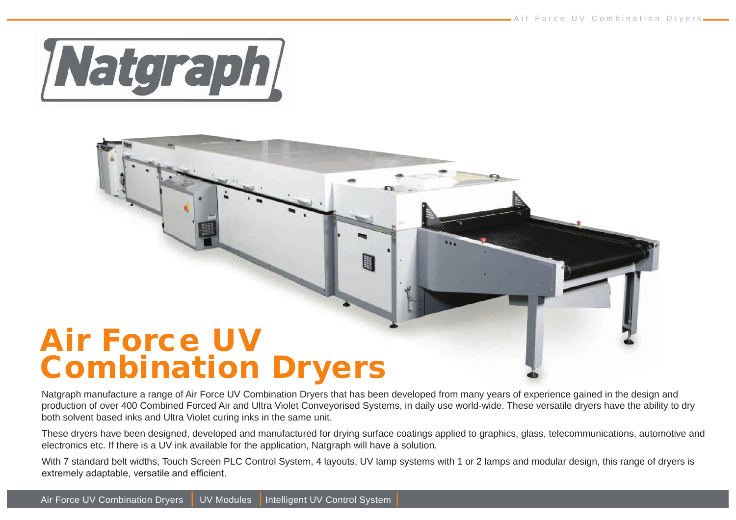Natgraph

# Air Force UV Combination Dryers

Natgraph manufacture a range of Air Force UV Combination Dryers that has been developed from many years of experience gained in the design and production of over 400 Combined Forced Air and Ultra Violet Conveyorised Systems, in daily use world-wide. These versatile dryers have the ability to dry both solvent based inks and Ultra Violet curing inks in the same unit.

These dryers have been designed, developed and manufactured for drying surface coatings applied to graphics, glass, telecommunications, automotive and electronics etc. If there is a UV ink available for the application, Natgraph will have a solution.

With 7 standard belt widths, Touch Screen PLC Control System, 4 layouts, UV lamp systems with 1 or 2 lamps and modular design, this range of dryers is extremely adaptable, versatile and efficient.

Air Force UV Combination Dryers | UV Modules | Intelligent UV Control System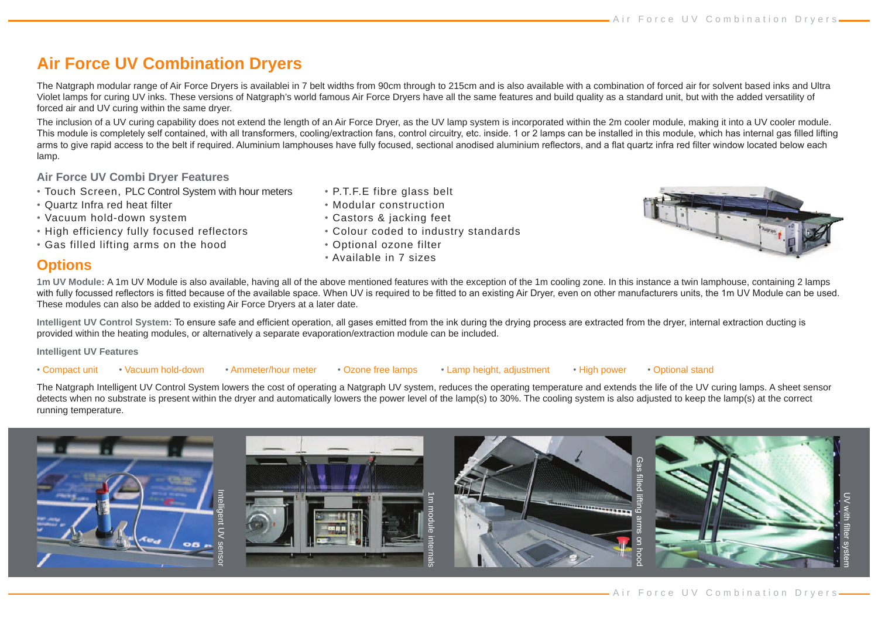# Air Force UV Combination Dryers

The Natgraph modular range of Air Force Dryers is availablei in 7 belt widths from 90cm through to 215cm and is also available with a combination of forced air for solvent based inks and Ultra Violet lamps for curing UV inks. These versions of Natgraph's world famous Air Force Dryers have all the same features and build quality as a standard unit, but with the added versatility of forced air and UV curing within the same dryer.

The inclusion of a UV curing capability does not extend the length of an Air Force Dryer, as the UV lamp system is incorporated within the 2m cooler module, making it into a UV cooler module. This module is completely self contained, with all transformers, cooling/extraction fans, control circuitry, etc. inside. 1 or 2 lamps can be installed in this module, which has internal gas filled lifting arms to give rapid access to the belt if required. Aluminium lamphouses have fully focused, sectional anodised aluminium reflectors, and a flat quartz infra red filter window located below each lamp.

### Air Force UV Combi Dryer Features

- Touch Screen, PLC Control System with hour meters
- Quartz Infra red heat filter
- Vacuum hold-down system
- High efficiency fully focused reflectors
- Gas filled lifting arms on the hood
- P.T.F.E fibre glass belt
- Modular construction
- Castors & jacking feet
- Colour coded to industry standards
- Optional ozone filter
- Available in 7 sizes

## Options

**1m UV Module:** A 1m UV Module is also available, having all of the above mentioned features with the exception of the 1m cooling zone. In this instance a twin lamphouse, containing 2 lamps with fully focussed reflectors is fitted because of the available space. When UV is required to be fitted to an existing Air Dryer, even on other manufacturers units, the 1m UV Module can be used. These modules can also be added to existing Air Force Dryers at a later date.

**Intelligent UV Control System:** To ensure safe and efficient operation, all gases emitted from the ink during the drying process are extracted from the dryer, internal extraction ducting is provided within the heating modules, or alternatively a separate evaporation/extraction module can be included.

### Intelligent UV Features

- Compact unit
- Vacuum hold-down
- Ammeter/hour meter
- Ozone free lamps
- Lamp height, adjustment
- High power
- Optional stand

The Natgraph Intelligent UV Control System lowers the cost of operating a Natgraph UV system, reduces the operating temperature and extends the life of the UV curing lamps. A sheet sensor detects when no substrate is present within the dryer and automatically lowers the power level of the lamp(s) to 30%. The cooling system is also adjusted to keep the lamp(s) at the correct running temperature.

Intelligent UV sensor

1m module internals

Gas filled lifting arms on hood

UV with filter system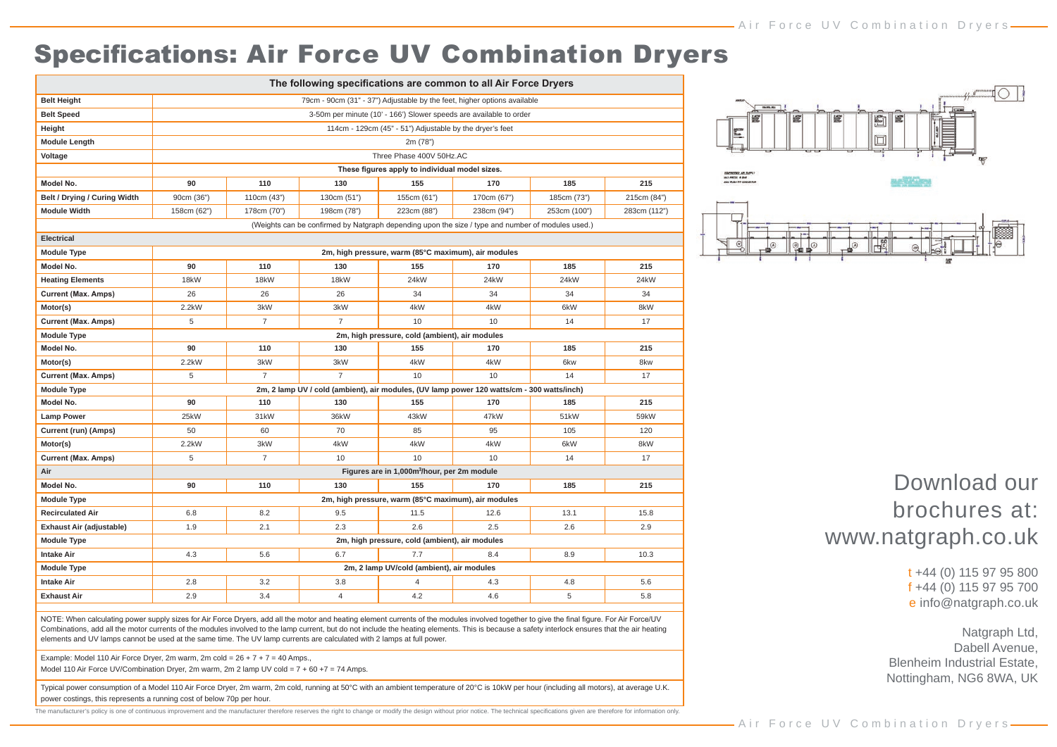# Specifications: Air Force UV Combination Dryers

| The following specifications are common to all Air Force Dryers | | | | | | | |
|---|---|---|---|---|---|---|---|
| **Belt Height** | 79cm - 90cm (31" - 37") Adjustable by the feet, higher options available | | | | | | |
| **Belt Speed** | 3-50m per minute (10' - 166') Slower speeds are available to order | | | | | | |
| **Height** | 114cm - 129cm (45" - 51") Adjustable by the dryer's feet | | | | | | |
| **Module Length** | 2m (78") | | | | | | |
| **Voltage** | Three Phase 400V 50Hz.AC | | | | | | |
| | **These figures apply to individual model sizes.** | | | | | | |
| **Model No.** | **90** | **110** | **130** | **155** | **170** | **185** | **215** |
| **Belt / Drying / Curing Width** | 90cm (36") | 110cm (43") | 130cm (51") | 155cm (61") | 170cm (67") | 185cm (73") | 215cm (84") |
| **Module Width** | 158cm (62") | 178cm (70") | 198cm (78") | 223cm (88") | 238cm (94") | 253cm (100") | 283cm (112") |
| (Weights can be confirmed by Natgraph depending upon the size / type and number of modules used.) | | | | | | | |
| **Electrical** | | | | | | | |
| **Module Type** | **2m, high pressure, warm (85°C maximum), air modules** | | | | | | |
| **Model No.** | **90** | **110** | **130** | **155** | **170** | **185** | **215** |
| **Heating Elements** | 18kW | 18kW | 18kW | 24kW | 24kW | 24kW | 24kW |
| **Current (Max. Amps)** | 26 | 26 | 26 | 34 | 34 | 34 | 34 |
| **Motor(s)** | 2.2kW | 3kW | 3kW | 4kW | 4kW | 6kW | 8kW |
| **Current (Max. Amps)** | 5 | 7 | 7 | 10 | 10 | 14 | 17 |
| **Module Type** | **2m, high pressure, cold (ambient), air modules** | | | | | | |
| **Model No.** | **90** | **110** | **130** | **155** | **170** | **185** | **215** |
| **Motor(s)** | 2.2kW | 3kW | 3kW | 4kW | 4kW | 6kw | 8kw |
| **Current (Max. Amps)** | 5 | 7 | 7 | 10 | 10 | 14 | 17 |
| **Module Type** | **2m, 2 lamp UV / cold (ambient), air modules, (UV lamp power 120 watts/cm - 300 watts/inch)** | | | | | | |
| **Model No.** | **90** | **110** | **130** | **155** | **170** | **185** | **215** |
| **Lamp Power** | 25kW | 31kW | 36kW | 43kW | 47kW | 51kW | 59kW |
| **Current (run) (Amps)** | 50 | 60 | 70 | 85 | 95 | 105 | 120 |
| **Motor(s)** | 2.2kW | 3kW | 4kW | 4kW | 4kW | 6kW | 8kW |
| **Current (Max. Amps)** | 5 | 7 | 10 | 10 | 10 | 14 | 17 |
| **Air** | **Figures are in 1,000m³/hour, per 2m module** | | | | | | |
| **Model No.** | **90** | **110** | **130** | **155** | **170** | **185** | **215** |
| **Module Type** | **2m, high pressure, warm (85°C maximum), air modules** | | | | | | |
| **Recirculated Air** | 6.8 | 8.2 | 9.5 | 11.5 | 12.6 | 13.1 | 15.8 |
| **Exhaust Air (adjustable)** | 1.9 | 2.1 | 2.3 | 2.6 | 2.5 | 2.6 | 2.9 |
| **Module Type** | **2m, high pressure, cold (ambient), air modules** | | | | | | |
| **Intake Air** | 4.3 | 5.6 | 6.7 | 7.7 | 8.4 | 8.9 | 10.3 |
| **Module Type** | **2m, 2 lamp UV/cold (ambient), air modules** | | | | | | |
| **Intake Air** | 2.8 | 3.2 | 3.8 | 4 | 4.3 | 4.8 | 5.6 |
| **Exhaust Air** | 2.9 | 3.4 | 4 | 4.2 | 4.6 | 5 | 5.8 |

NOTE: When calculating power supply sizes for Air Force Dryers, add all the motor and heating element currents of the modules involved together to give the final figure. For Air Force/UV Combinations, add all the motor currents of the modules involved to the lamp current, but do not include the heating elements. This is because a safety interlock ensures that the air heating elements and UV lamps cannot be used at the same time. The UV lamp currents are calculated with 2 lamps at full power.

Example: Model 110 Air Force Dryer, 2m warm, 2m cold = 26 + 7 + 7 = 40 Amps.,
Model 110 Air Force UV/Combination Dryer, 2m warm, 2m 2 lamp UV cold = 7 + 60 +7 = 74 Amps.

Typical power consumption of a Model 110 Air Force Dryer, 2m warm, 2m cold, running at 50°C with an ambient temperature of 20°C is 10kW per hour (including all motors), at average U.K. power costings, this represents a running cost of below 70p per hour.

The manufacturer's policy is one of continuous improvement and the manufacturer therefore reserves the right to change or modify the design without prior notice. The technical specifications given are therefore for information only.

Download our brochures at: www.natgraph.co.uk

t +44 (0) 115 97 95 800
f +44 (0) 115 97 95 700
e info@natgraph.co.uk

Natgraph Ltd,
Dabell Avenue,
Blenheim Industrial Estate,
Nottingham, NG6 8WA, UK